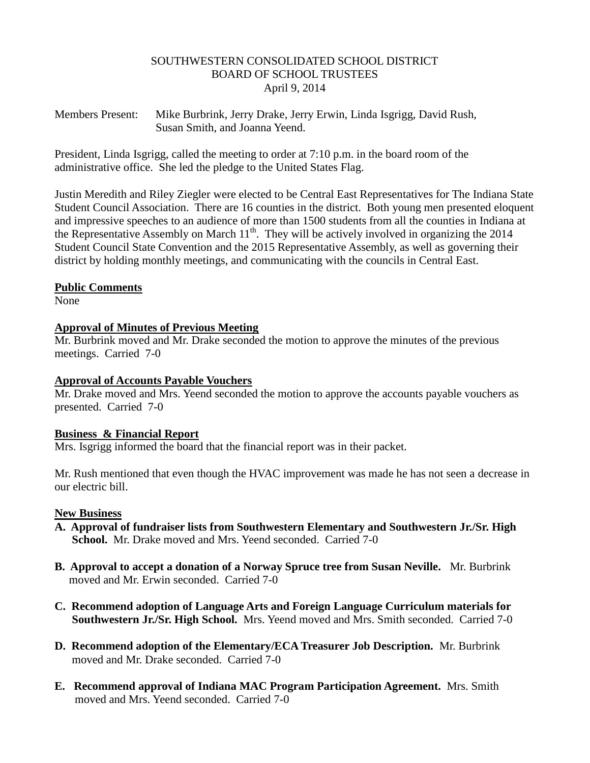SOUTHWESTERN CONSOLIDATED SCHOOL DISTRICT
BOARD OF SCHOOL TRUSTEES
April 9, 2014

Members Present: Mike Burbrink, Jerry Drake, Jerry Erwin, Linda Isgrigg, David Rush, Susan Smith, and Joanna Yeend.

President, Linda Isgrigg, called the meeting to order at 7:10 p.m. in the board room of the administrative office. She led the pledge to the United States Flag.

Justin Meredith and Riley Ziegler were elected to be Central East Representatives for The Indiana State Student Council Association. There are 16 counties in the district. Both young men presented eloquent and impressive speeches to an audience of more than 1500 students from all the counties in Indiana at the Representative Assembly on March 11th. They will be actively involved in organizing the 2014 Student Council State Convention and the 2015 Representative Assembly, as well as governing their district by holding monthly meetings, and communicating with the councils in Central East.

**Public Comments**

None

**Approval of Minutes of Previous Meeting**

Mr. Burbrink moved and Mr. Drake seconded the motion to approve the minutes of the previous meetings. Carried 7-0

**Approval of Accounts Payable Vouchers**

Mr. Drake moved and Mrs. Yeend seconded the motion to approve the accounts payable vouchers as presented. Carried 7-0

**Business & Financial Report**

Mrs. Isgrigg informed the board that the financial report was in their packet.

Mr. Rush mentioned that even though the HVAC improvement was made he has not seen a decrease in our electric bill.

**New Business**

A. **Approval of fundraiser lists from Southwestern Elementary and Southwestern Jr./Sr. High School.** Mr. Drake moved and Mrs. Yeend seconded. Carried 7-0

B. **Approval to accept a donation of a Norway Spruce tree from Susan Neville.** Mr. Burbrink moved and Mr. Erwin seconded. Carried 7-0

C. **Recommend adoption of Language Arts and Foreign Language Curriculum materials for Southwestern Jr./Sr. High School.** Mrs. Yeend moved and Mrs. Smith seconded. Carried 7-0

D. **Recommend adoption of the Elementary/ECA Treasurer Job Description.** Mr. Burbrink moved and Mr. Drake seconded. Carried 7-0

E. **Recommend approval of Indiana MAC Program Participation Agreement.** Mrs. Smith moved and Mrs. Yeend seconded. Carried 7-0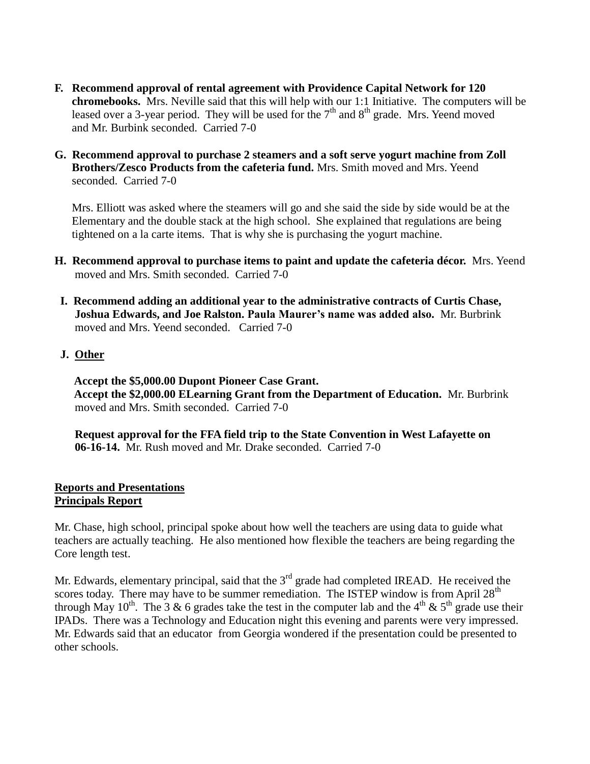F. **Recommend approval of rental agreement with Providence Capital Network for 120 chromebooks.** Mrs. Neville said that this will help with our 1:1 Initiative. The computers will be leased over a 3-year period. They will be used for the 7th and 8th grade. Mrs. Yeend moved and Mr. Burbink seconded. Carried 7-0

G. **Recommend approval to purchase 2 steamers and a soft serve yogurt machine from Zoll Brothers/Zesco Products from the cafeteria fund.** Mrs. Smith moved and Mrs. Yeend seconded. Carried 7-0

   Mrs. Elliott was asked where the steamers will go and she said the side by side would be at the Elementary and the double stack at the high school. She explained that regulations are being tightened on a la carte items. That is why she is purchasing the yogurt machine.

H. **Recommend approval to purchase items to paint and update the cafeteria décor.** Mrs. Yeend moved and Mrs. Smith seconded. Carried 7-0

I. **Recommend adding an additional year to the administrative contracts of Curtis Chase, Joshua Edwards, and Joe Ralston. Paula Maurer's name was added also.** Mr. Burbrink moved and Mrs. Yeend seconded. Carried 7-0

J. **Other**

   **Accept the $5,000.00 Dupont Pioneer Case Grant.**
   **Accept the $2,000.00 ELearning Grant from the Department of Education.** Mr. Burbrink moved and Mrs. Smith seconded. Carried 7-0

   **Request approval for the FFA field trip to the State Convention in West Lafayette on 06-16-14.** Mr. Rush moved and Mr. Drake seconded. Carried 7-0

**Reports and Presentations**
**Principals Report**

Mr. Chase, high school, principal spoke about how well the teachers are using data to guide what teachers are actually teaching. He also mentioned how flexible the teachers are being regarding the Core length test.

Mr. Edwards, elementary principal, said that the 3rd grade had completed IREAD. He received the scores today. There may have to be summer remediation. The ISTEP window is from April 28th through May 10th. The 3 & 6 grades take the test in the computer lab and the 4th & 5th grade use their IPADs. There was a Technology and Education night this evening and parents were very impressed. Mr. Edwards said that an educator from Georgia wondered if the presentation could be presented to other schools.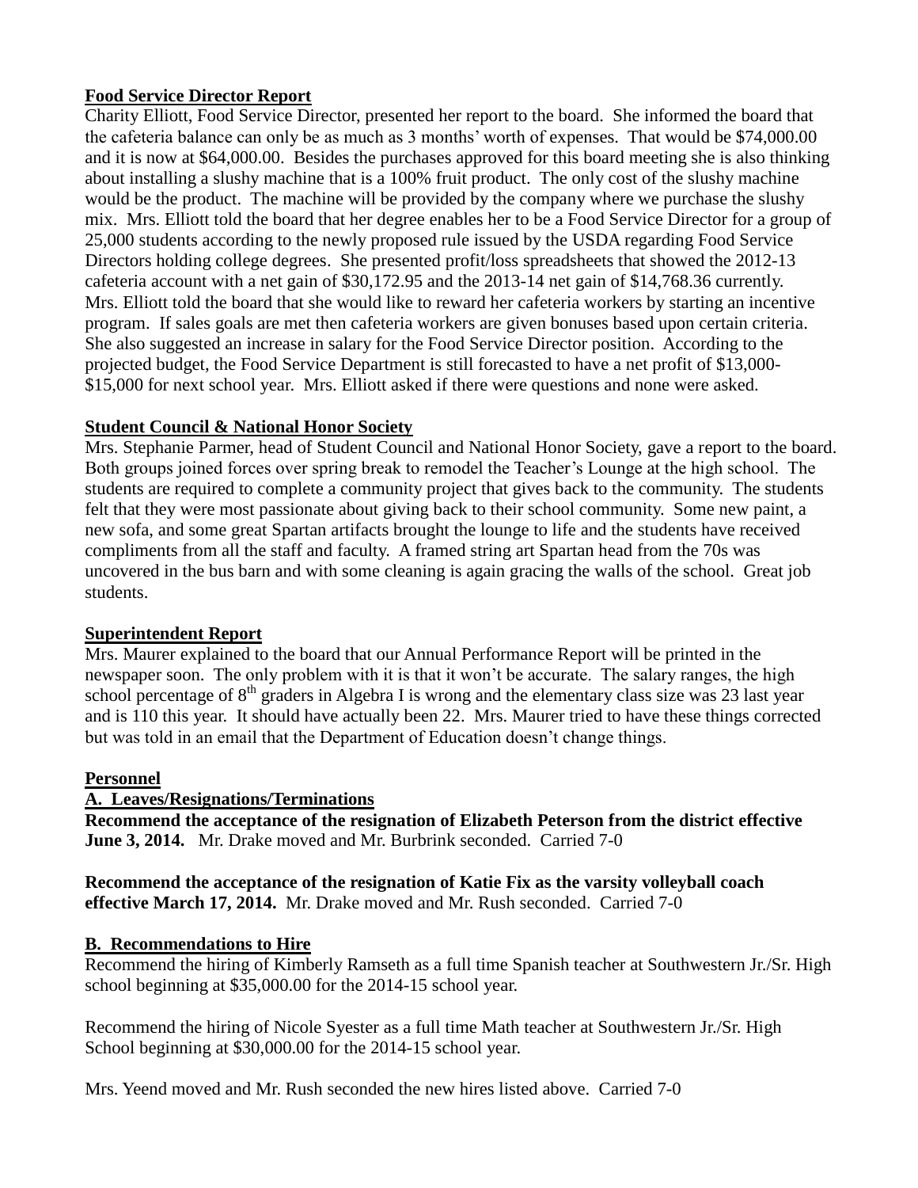**Food Service Director Report**

Charity Elliott, Food Service Director, presented her report to the board. She informed the board that the cafeteria balance can only be as much as 3 months' worth of expenses. That would be $74,000.00 and it is now at $64,000.00. Besides the purchases approved for this board meeting she is also thinking about installing a slushy machine that is a 100% fruit product. The only cost of the slushy machine would be the product. The machine will be provided by the company where we purchase the slushy mix. Mrs. Elliott told the board that her degree enables her to be a Food Service Director for a group of 25,000 students according to the newly proposed rule issued by the USDA regarding Food Service Directors holding college degrees. She presented profit/loss spreadsheets that showed the 2012-13 cafeteria account with a net gain of $30,172.95 and the 2013-14 net gain of $14,768.36 currently. Mrs. Elliott told the board that she would like to reward her cafeteria workers by starting an incentive program. If sales goals are met then cafeteria workers are given bonuses based upon certain criteria. She also suggested an increase in salary for the Food Service Director position. According to the projected budget, the Food Service Department is still forecasted to have a net profit of $13,000-$15,000 for next school year. Mrs. Elliott asked if there were questions and none were asked.

**Student Council & National Honor Society**

Mrs. Stephanie Parmer, head of Student Council and National Honor Society, gave a report to the board. Both groups joined forces over spring break to remodel the Teacher's Lounge at the high school. The students are required to complete a community project that gives back to the community. The students felt that they were most passionate about giving back to their school community. Some new paint, a new sofa, and some great Spartan artifacts brought the lounge to life and the students have received compliments from all the staff and faculty. A framed string art Spartan head from the 70s was uncovered in the bus barn and with some cleaning is again gracing the walls of the school. Great job students.

**Superintendent Report**

Mrs. Maurer explained to the board that our Annual Performance Report will be printed in the newspaper soon. The only problem with it is that it won't be accurate. The salary ranges, the high school percentage of 8th graders in Algebra I is wrong and the elementary class size was 23 last year and is 110 this year. It should have actually been 22. Mrs. Maurer tried to have these things corrected but was told in an email that the Department of Education doesn't change things.

**Personnel**

**A. Leaves/Resignations/Terminations**

**Recommend the acceptance of the resignation of Elizabeth Peterson from the district effective June 3, 2014.** Mr. Drake moved and Mr. Burbrink seconded. Carried 7-0

**Recommend the acceptance of the resignation of Katie Fix as the varsity volleyball coach effective March 17, 2014.** Mr. Drake moved and Mr. Rush seconded. Carried 7-0

**B. Recommendations to Hire**

Recommend the hiring of Kimberly Ramseth as a full time Spanish teacher at Southwestern Jr./Sr. High school beginning at $35,000.00 for the 2014-15 school year.

Recommend the hiring of Nicole Syester as a full time Math teacher at Southwestern Jr./Sr. High School beginning at $30,000.00 for the 2014-15 school year.

Mrs. Yeend moved and Mr. Rush seconded the new hires listed above. Carried 7-0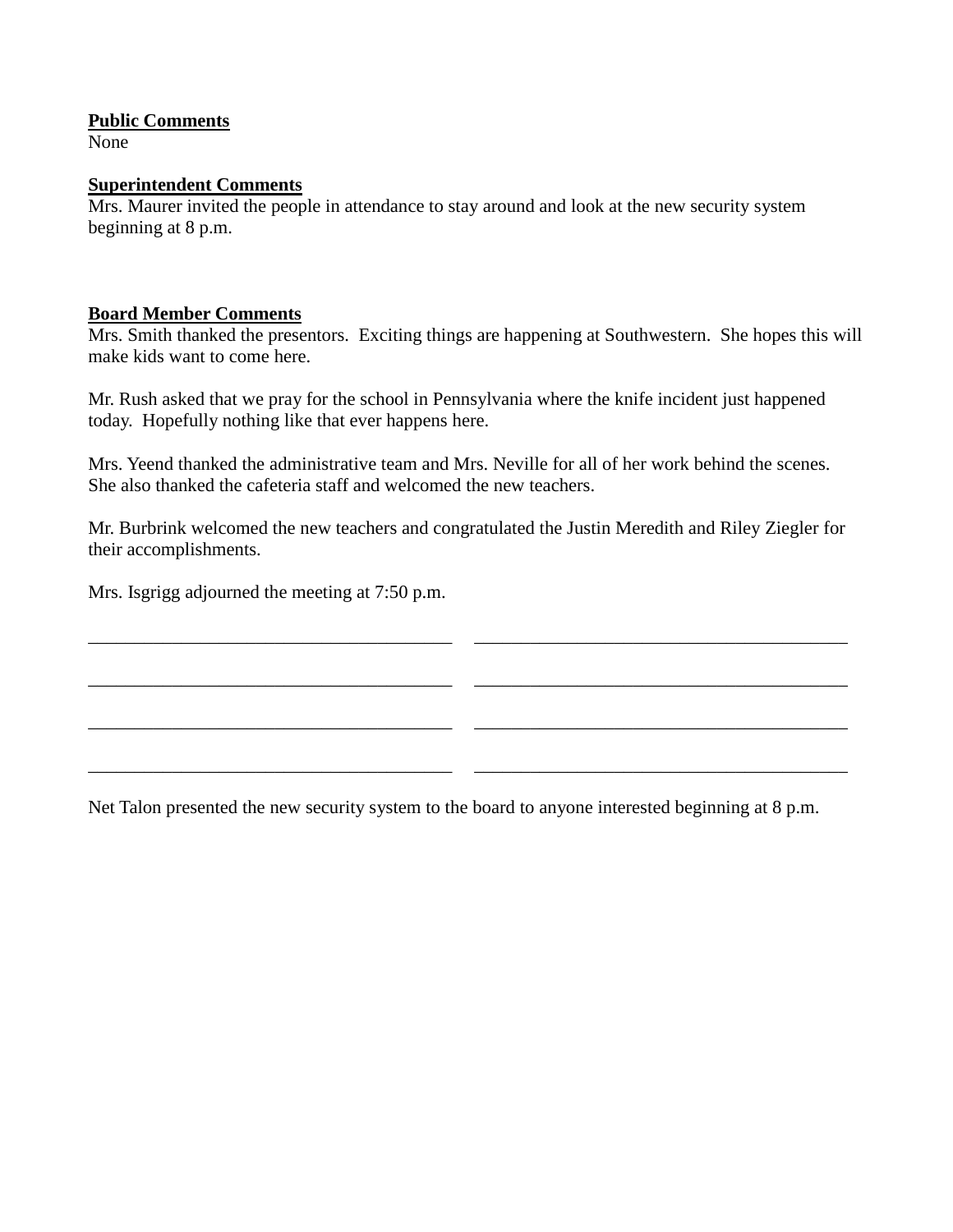**Public Comments**
None

**Superintendent Comments**
Mrs. Maurer invited the people in attendance to stay around and look at the new security system beginning at 8 p.m.

**Board Member Comments**
Mrs. Smith thanked the presentors. Exciting things are happening at Southwestern. She hopes this will make kids want to come here.

Mr. Rush asked that we pray for the school in Pennsylvania where the knife incident just happened today. Hopefully nothing like that ever happens here.

Mrs. Yeend thanked the administrative team and Mrs. Neville for all of her work behind the scenes. She also thanked the cafeteria staff and welcomed the new teachers.

Mr. Burbrink welcomed the new teachers and congratulated the Justin Meredith and Riley Ziegler for their accomplishments.

Mrs. Isgrigg adjourned the meeting at 7:50 p.m.

________________________________________ ________________________________________

________________________________________ ________________________________________

________________________________________ ________________________________________

________________________________________ ________________________________________

Net Talon presented the new security system to the board to anyone interested beginning at 8 p.m.